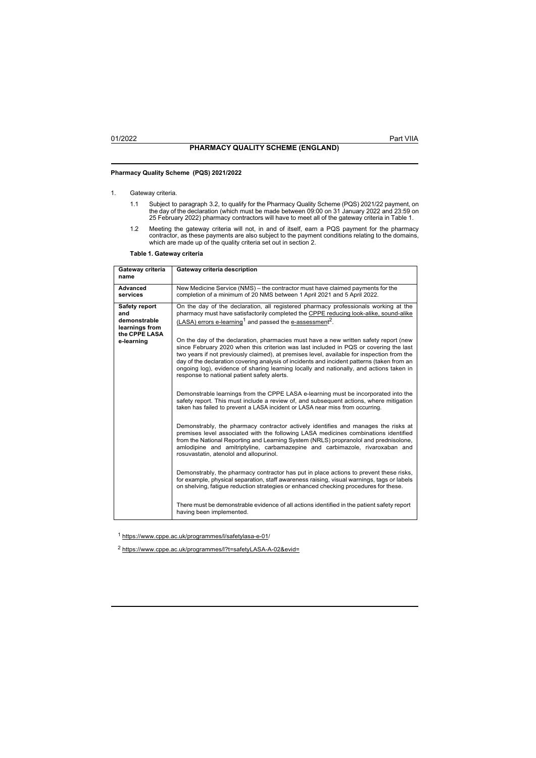# PHARMACY QUALITY SCHEME (ENGLAND)

## Pharmacy Quality Scheme (PQS) 2021/2022

1. Gateway criteria.

   1.1 Subject to paragraph 3.2, to qualify for the Pharmacy Quality Scheme (PQS) 2021/22 payment, on the day of the declaration (which must be made between 09:00 on 31 January 2022 and 23:59 on 25 February 2022) pharmacy contractors will have to meet all of the gateway criteria in Table 1.

   1.2 Meeting the gateway criteria will not, in and of itself, earn a PQS payment for the pharmacy contractor, as these payments are also subject to the payment conditions relating to the domains, which are made up of the quality criteria set out in section 2.

**Table 1. Gateway criteria**

| Gateway criteria name | Gateway criteria description |
|---|---|
| **Advanced services** | New Medicine Service (NMS) – the contractor must have claimed payments for the completion of a minimum of 20 NMS between 1 April 2021 and 5 April 2022. |
| **Safety report and demonstrable learnings from the CPPE LASA e-learning** | On the day of the declaration, all registered pharmacy professionals working at the pharmacy must have satisfactorily completed the CPPE reducing look-alike, sound-alike (LASA) errors e-learning[1] and passed the e-assessment[2].<br><br>On the day of the declaration, pharmacies must have a new written safety report (new since February 2020 when this criterion was last included in PQS or covering the last two years if not previously claimed), at premises level, available for inspection from the day of the declaration covering analysis of incidents and incident patterns (taken from an ongoing log), evidence of sharing learning locally and nationally, and actions taken in response to national patient safety alerts.<br><br>Demonstrable learnings from the CPPE LASA e-learning must be incorporated into the safety report. This must include a review of, and subsequent actions, where mitigation taken has failed to prevent a LASA incident or LASA near miss from occurring.<br><br>Demonstrably, the pharmacy contractor actively identifies and manages the risks at premises level associated with the following LASA medicines combinations identified from the National Reporting and Learning System (NRLS) propranolol and prednisolone, amlodipine and amitriptyline, carbamazepine and carbimazole, rivaroxaban and rosuvastatin, atenolol and allopurinol.<br><br>Demonstrably, the pharmacy contractor has put in place actions to prevent these risks, for example, physical separation, staff awareness raising, visual warnings, tags or labels on shelving, fatigue reduction strategies or enhanced checking procedures for these.<br><br>There must be demonstrable evidence of all actions identified in the patient safety report having been implemented. |

[1] https://www.cppe.ac.uk/programmes/l/safetylasa-e-01/

[2] https://www.cppe.ac.uk/programmes/l?t=safetyLASA-A-02&evid=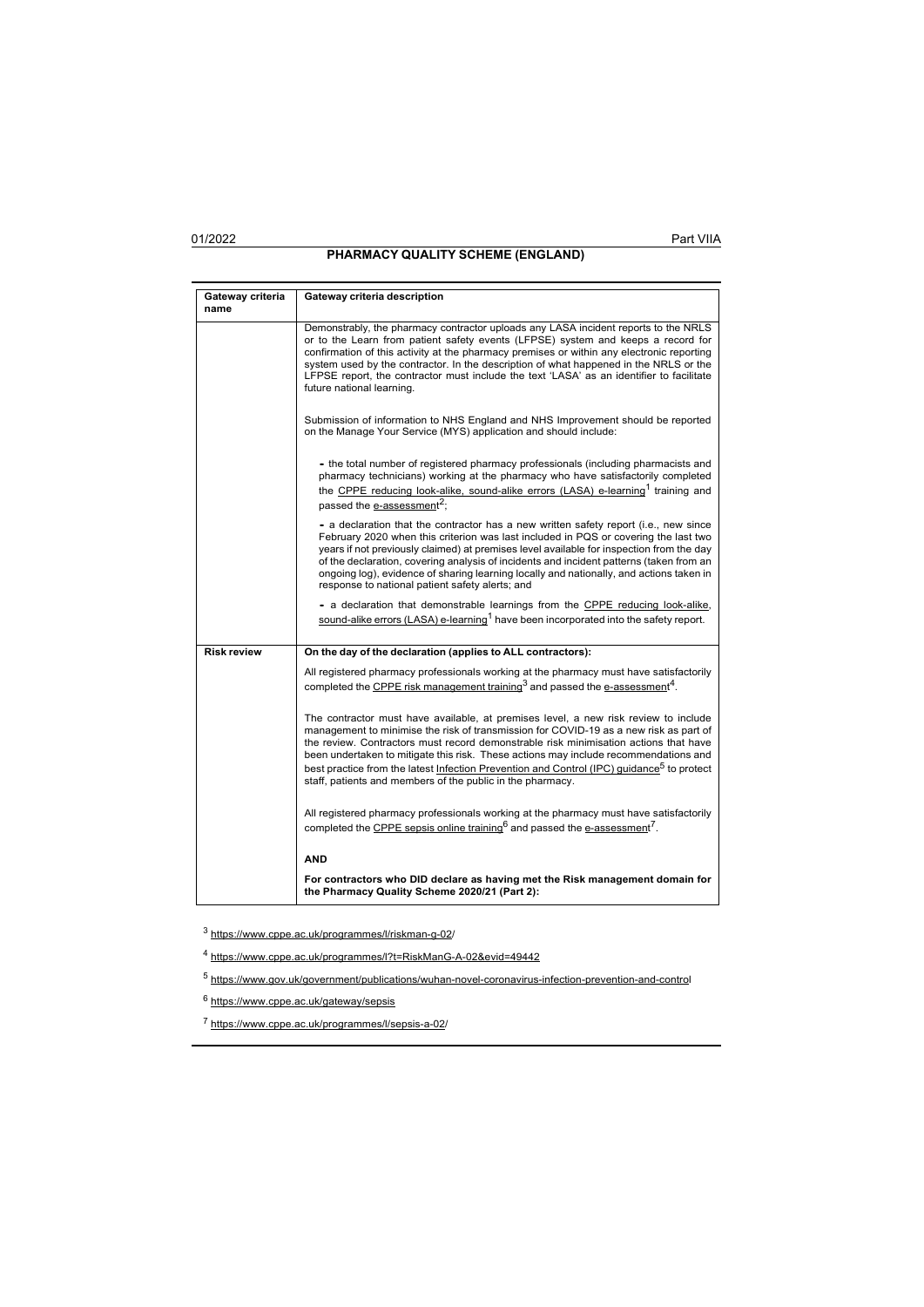## PHARMACY QUALITY SCHEME (ENGLAND)

| Gateway criteria name | Gateway criteria description |
|---|---|
| | Demonstrably, the pharmacy contractor uploads any LASA incident reports to the NRLS or to the Learn from patient safety events (LFPSE) system and keeps a record for confirmation of this activity at the pharmacy premises or within any electronic reporting system used by the contractor. In the description of what happened in the NRLS or the LFPSE report, the contractor must include the text 'LASA' as an identifier to facilitate future national learning.<br><br>Submission of information to NHS England and NHS Improvement should be reported on the Manage Your Service (MYS) application and should include:<br><br>- the total number of registered pharmacy professionals (including pharmacists and pharmacy technicians) working at the pharmacy who have satisfactorily completed the CPPE reducing look-alike, sound-alike errors (LASA) e-learning[1] training and passed the e-assessment[2];<br>- a declaration that the contractor has a new written safety report (i.e., new since February 2020 when this criterion was last included in PQS or covering the last two years if not previously claimed) at premises level available for inspection from the day of the declaration, covering analysis of incidents and incident patterns (taken from an ongoing log), evidence of sharing learning locally and nationally, and actions taken in response to national patient safety alerts; and<br>- a declaration that demonstrable learnings from the CPPE reducing look-alike, sound-alike errors (LASA) e-learning[1] have been incorporated into the safety report. |
| **Risk review** | **On the day of the declaration (applies to ALL contractors):**<br><br>All registered pharmacy professionals working at the pharmacy must have satisfactorily completed the CPPE risk management training[3] and passed the e-assessment[4].<br><br>The contractor must have available, at premises level, a new risk review to include management to minimise the risk of transmission for COVID-19 as a new risk as part of the review. Contractors must record demonstrable risk minimisation actions that have been undertaken to mitigate this risk. These actions may include recommendations and best practice from the latest Infection Prevention and Control (IPC) guidance[5] to protect staff, patients and members of the public in the pharmacy.<br><br>All registered pharmacy professionals working at the pharmacy must have satisfactorily completed the CPPE sepsis online training[6] and passed the e-assessment[7].<br><br>**AND**<br><br>**For contractors who DID declare as having met the Risk management domain for the Pharmacy Quality Scheme 2020/21 (Part 2):** |

[3] https://www.cppe.ac.uk/programmes/l/riskman-g-02/

[4] https://www.cppe.ac.uk/programmes/l?t=RiskManG-A-02&evid=49442

[5] https://www.gov.uk/government/publications/wuhan-novel-coronavirus-infection-prevention-and-control

[6] https://www.cppe.ac.uk/gateway/sepsis

[7] https://www.cppe.ac.uk/programmes/l/sepsis-a-02/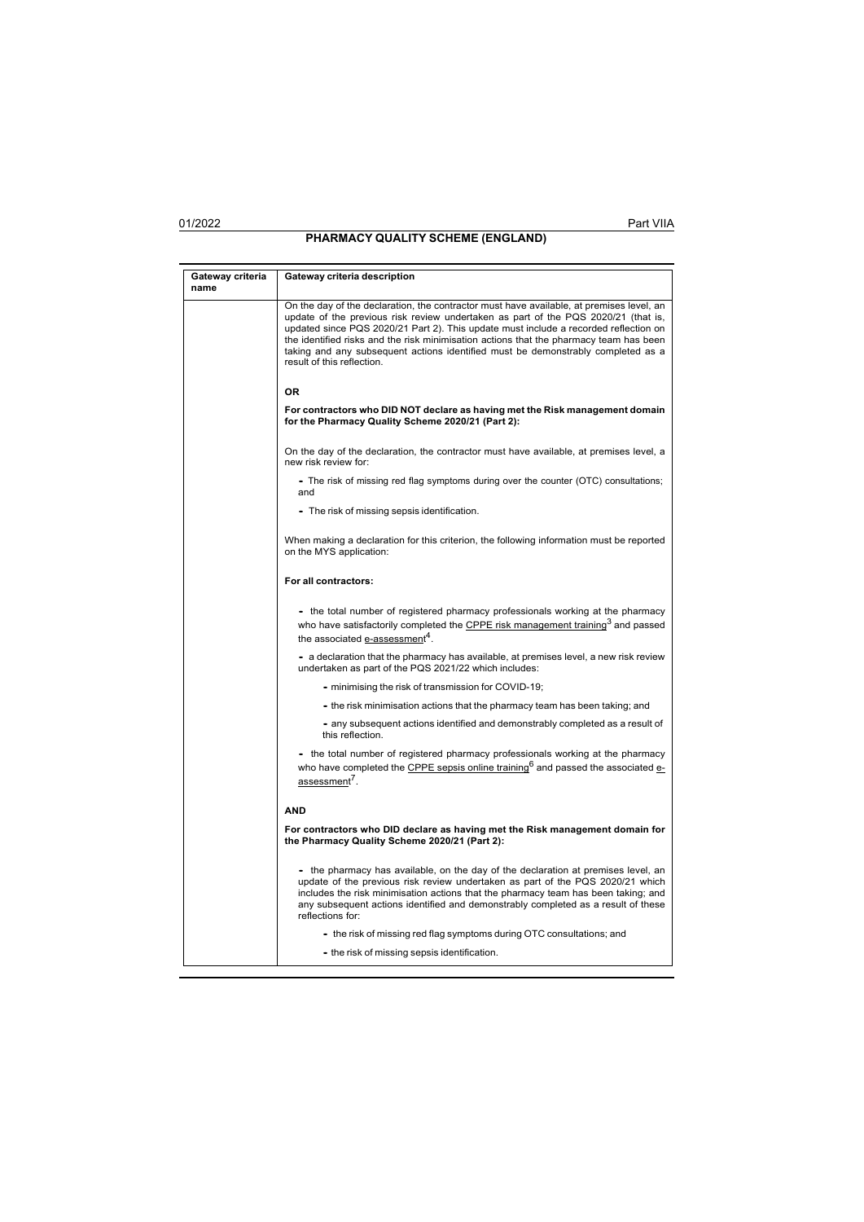## PHARMACY QUALITY SCHEME (ENGLAND)

| Gateway criteria name | Gateway criteria description |
|---|---|
| | On the day of the declaration, the contractor must have available, at premises level, an update of the previous risk review undertaken as part of the PQS 2020/21 (that is, updated since PQS 2020/21 Part 2). This update must include a recorded reflection on the identified risks and the risk minimisation actions that the pharmacy team has been taking and any subsequent actions identified must be demonstrably completed as a result of this reflection.<br><br>**OR**<br><br>**For contractors who DID NOT declare as having met the Risk management domain for the Pharmacy Quality Scheme 2020/21 (Part 2):**<br><br>On the day of the declaration, the contractor must have available, at premises level, a new risk review for:<br><br>- The risk of missing red flag symptoms during over the counter (OTC) consultations; and<br>- The risk of missing sepsis identification.<br><br>When making a declaration for this criterion, the following information must be reported on the MYS application:<br><br>**For all contractors:**<br><br>- the total number of registered pharmacy professionals working at the pharmacy who have satisfactorily completed the CPPE risk management training[3] and passed the associated e-assessment[4].<br>- a declaration that the pharmacy has available, at premises level, a new risk review undertaken as part of the PQS 2021/22 which includes:<br>&nbsp;&nbsp;&nbsp;&nbsp;- minimising the risk of transmission for COVID-19;<br>&nbsp;&nbsp;&nbsp;&nbsp;- the risk minimisation actions that the pharmacy team has been taking; and<br>&nbsp;&nbsp;&nbsp;&nbsp;- any subsequent actions identified and demonstrably completed as a result of this reflection.<br>- the total number of registered pharmacy professionals working at the pharmacy who have completed the CPPE sepsis online training[6] and passed the associated e-assessment[7].<br><br>**AND**<br><br>**For contractors who DID declare as having met the Risk management domain for the Pharmacy Quality Scheme 2020/21 (Part 2):**<br><br>- the pharmacy has available, on the day of the declaration at premises level, an update of the previous risk review undertaken as part of the PQS 2020/21 which includes the risk minimisation actions that the pharmacy team has been taking; and any subsequent actions identified and demonstrably completed as a result of these reflections for:<br>&nbsp;&nbsp;&nbsp;&nbsp;- the risk of missing red flag symptoms during OTC consultations; and<br>&nbsp;&nbsp;&nbsp;&nbsp;- the risk of missing sepsis identification. |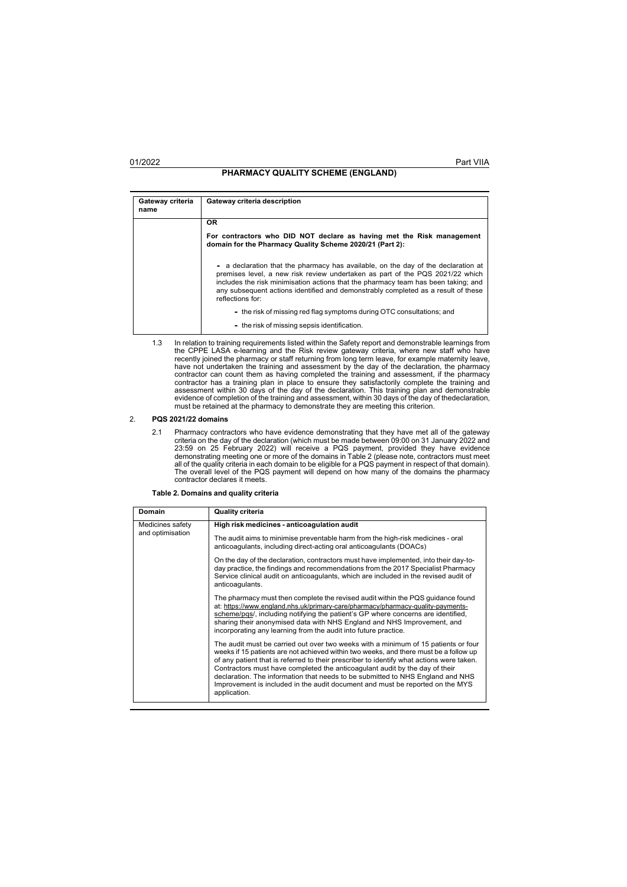| Gateway criteria name | Gateway criteria description |
|---|---|
| | **OR** <br><br> **For contractors who DID NOT declare as having met the Risk management domain for the Pharmacy Quality Scheme 2020/21 (Part 2):** <br><br> - a declaration that the pharmacy has available, on the day of the declaration at premises level, a new risk review undertaken as part of the PQS 2021/22 which includes the risk minimisation actions that the pharmacy team has been taking; and any subsequent actions identified and demonstrably completed as a result of these reflections for: <br><br> - the risk of missing red flag symptoms during OTC consultations; and <br><br> - the risk of missing sepsis identification. |

1.3 In relation to training requirements listed within the Safety report and demonstrable learnings from the CPPE LASA e-learning and the Risk review gateway criteria, where new staff who have recently joined the pharmacy or staff returning from long term leave, for example maternity leave, have not undertaken the training and assessment by the day of the declaration, the pharmacy contractor can count them as having completed the training and assessment, if the pharmacy contractor has a training plan in place to ensure they satisfactorily complete the training and assessment within 30 days of the day of the declaration. This training plan and demonstrable evidence of completion of the training and assessment, within 30 days of the day of thedeclaration, must be retained at the pharmacy to demonstrate they are meeting this criterion.

## 2. PQS 2021/22 domains

2.1 Pharmacy contractors who have evidence demonstrating that they have met all of the gateway criteria on the day of the declaration (which must be made between 09:00 on 31 January 2022 and 23:59 on 25 February 2022) will receive a PQS payment, provided they have evidence demonstrating meeting one or more of the domains in Table 2 (please note, contractors must meet all of the quality criteria in each domain to be eligible for a PQS payment in respect of that domain). The overall level of the PQS payment will depend on how many of the domains the pharmacy contractor declares it meets.

**Table 2. Domains and quality criteria**

| Domain | Quality criteria |
|---|---|
| Medicines safety and optimisation | **High risk medicines - anticoagulation audit** <br><br> The audit aims to minimise preventable harm from the high-risk medicines - oral anticoagulants, including direct-acting oral anticoagulants (DOACs) <br><br> On the day of the declaration, contractors must have implemented, into their day-to-day practice, the findings and recommendations from the 2017 Specialist Pharmacy Service clinical audit on anticoagulants, which are included in the revised audit of anticoagulants. <br><br> The pharmacy must then complete the revised audit within the PQS guidance found at: https://www.england.nhs.uk/primary-care/pharmacy/pharmacy-quality-payments-scheme/pqs/, including notifying the patient's GP where concerns are identified, sharing their anonymised data with NHS England and NHS Improvement, and incorporating any learning from the audit into future practice. <br><br> The audit must be carried out over two weeks with a minimum of 15 patients or four weeks if 15 patients are not achieved within two weeks, and there must be a follow up of any patient that is referred to their prescriber to identify what actions were taken. Contractors must have completed the anticoagulant audit by the day of their declaration. The information that needs to be submitted to NHS England and NHS Improvement is included in the audit document and must be reported on the MYS application. |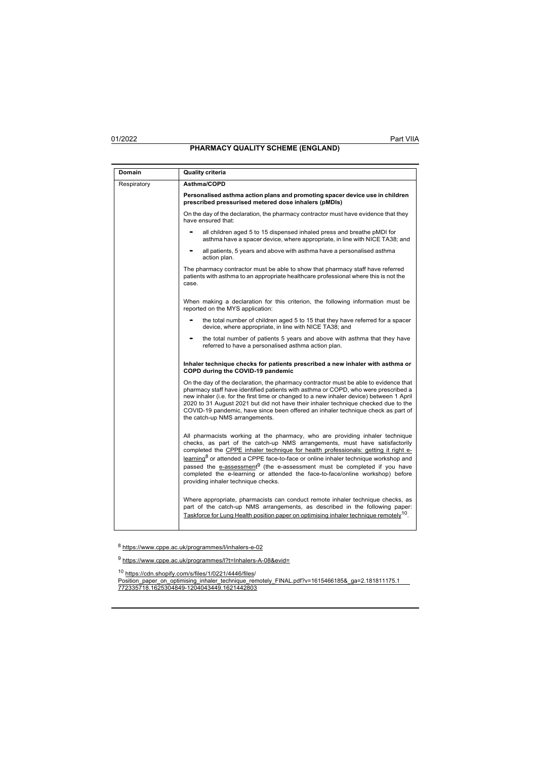## PHARMACY QUALITY SCHEME (ENGLAND)

| Domain | Quality criteria |
| --- | --- |
| Respiratory | **Asthma/COPD**<br><br>**Personalised asthma action plans and promoting spacer device use in children prescribed pressurised metered dose inhalers (pMDIs)**<br><br>On the day of the declaration, the pharmacy contractor must have evidence that they have ensured that:<br><br>- all children aged 5 to 15 dispensed inhaled press and breathe pMDI for asthma have a spacer device, where appropriate, in line with NICE TA38; and<br>- all patients, 5 years and above with asthma have a personalised asthma action plan.<br><br>The pharmacy contractor must be able to show that pharmacy staff have referred patients with asthma to an appropriate healthcare professional where this is not the case.<br><br>When making a declaration for this criterion, the following information must be reported on the MYS application:<br><br>- the total number of children aged 5 to 15 that they have referred for a spacer device, where appropriate, in line with NICE TA38; and<br>- the total number of patients 5 years and above with asthma that they have referred to have a personalised asthma action plan.<br><br>**Inhaler technique checks for patients prescribed a new inhaler with asthma or COPD during the COVID-19 pandemic**<br><br>On the day of the declaration, the pharmacy contractor must be able to evidence that pharmacy staff have identified patients with asthma or COPD, who were prescribed a new inhaler (i.e. for the first time or changed to a new inhaler device) between 1 April 2020 to 31 August 2021 but did not have their inhaler technique checked due to the COVID-19 pandemic, have since been offered an inhaler technique check as part of the catch-up NMS arrangements.<br><br>All pharmacists working at the pharmacy, who are providing inhaler technique checks, as part of the catch-up NMS arrangements, must have satisfactorily completed the CPPE inhaler technique for health professionals: getting it right e-learning[8] or attended a CPPE face-to-face or online inhaler technique workshop and passed the e-assessment[9] (the e-assessment must be completed if you have completed the e-learning or attended the face-to-face/online workshop) before providing inhaler technique checks.<br><br>Where appropriate, pharmacists can conduct remote inhaler technique checks, as part of the catch-up NMS arrangements, as described in the following paper: Taskforce for Lung Health position paper on optimising inhaler technique remotely[10]. |

[8] https://www.cppe.ac.uk/programmes/l/inhalers-e-02

[9] https://www.cppe.ac.uk/programmes/l?t=Inhalers-A-08&evid=

[10] https://cdn.shopify.com/s/files/1/0221/4446/files/Position_paper_on_optimising_inhaler_technique_remotely_FINAL.pdf?v=1615466185&_ga=2.181811175.1772335718.1625304849-1204043449.1621442803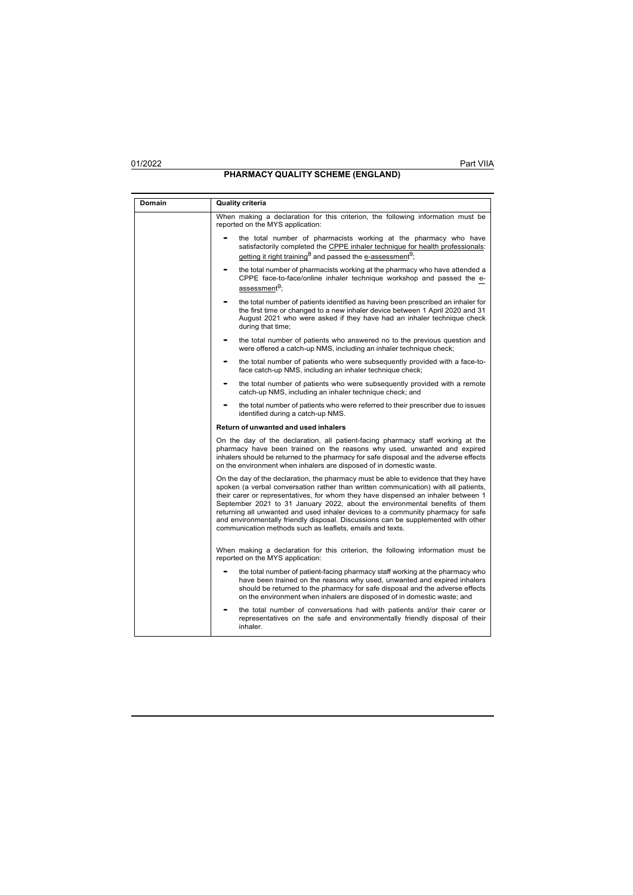| Domain | Quality criteria |
| --- | --- |
| | When making a declaration for this criterion, the following information must be reported on the MYS application:<br><br>- the total number of pharmacists working at the pharmacy who have satisfactorily completed the CPPE inhaler technique for health professionals: getting it right training[8] and passed the e-assessment[9];<br>- the total number of pharmacists working at the pharmacy who have attended a CPPE face-to-face/online inhaler technique workshop and passed the e-assessment[9];<br>- the total number of patients identified as having been prescribed an inhaler for the first time or changed to a new inhaler device between 1 April 2020 and 31 August 2021 who were asked if they have had an inhaler technique check during that time;<br>- the total number of patients who answered no to the previous question and were offered a catch-up NMS, including an inhaler technique check;<br>- the total number of patients who were subsequently provided with a face-to-face catch-up NMS, including an inhaler technique check;<br>- the total number of patients who were subsequently provided with a remote catch-up NMS, including an inhaler technique check; and<br>- the total number of patients who were referred to their prescriber due to issues identified during a catch-up NMS. |
| | **Return of unwanted and used inhalers**<br><br>On the day of the declaration, all patient-facing pharmacy staff working at the pharmacy have been trained on the reasons why used, unwanted and expired inhalers should be returned to the pharmacy for safe disposal and the adverse effects on the environment when inhalers are disposed of in domestic waste.<br><br>On the day of the declaration, the pharmacy must be able to evidence that they have spoken (a verbal conversation rather than written communication) with all patients, their carer or representatives, for whom they have dispensed an inhaler between 1 September 2021 to 31 January 2022, about the environmental benefits of them returning all unwanted and used inhaler devices to a community pharmacy for safe and environmentally friendly disposal. Discussions can be supplemented with other communication methods such as leaflets, emails and texts.<br><br>When making a declaration for this criterion, the following information must be reported on the MYS application:<br><br>- the total number of patient-facing pharmacy staff working at the pharmacy who have been trained on the reasons why used, unwanted and expired inhalers should be returned to the pharmacy for safe disposal and the adverse effects on the environment when inhalers are disposed of in domestic waste; and<br>- the total number of conversations had with patients and/or their carer or representatives on the safe and environmentally friendly disposal of their inhaler. |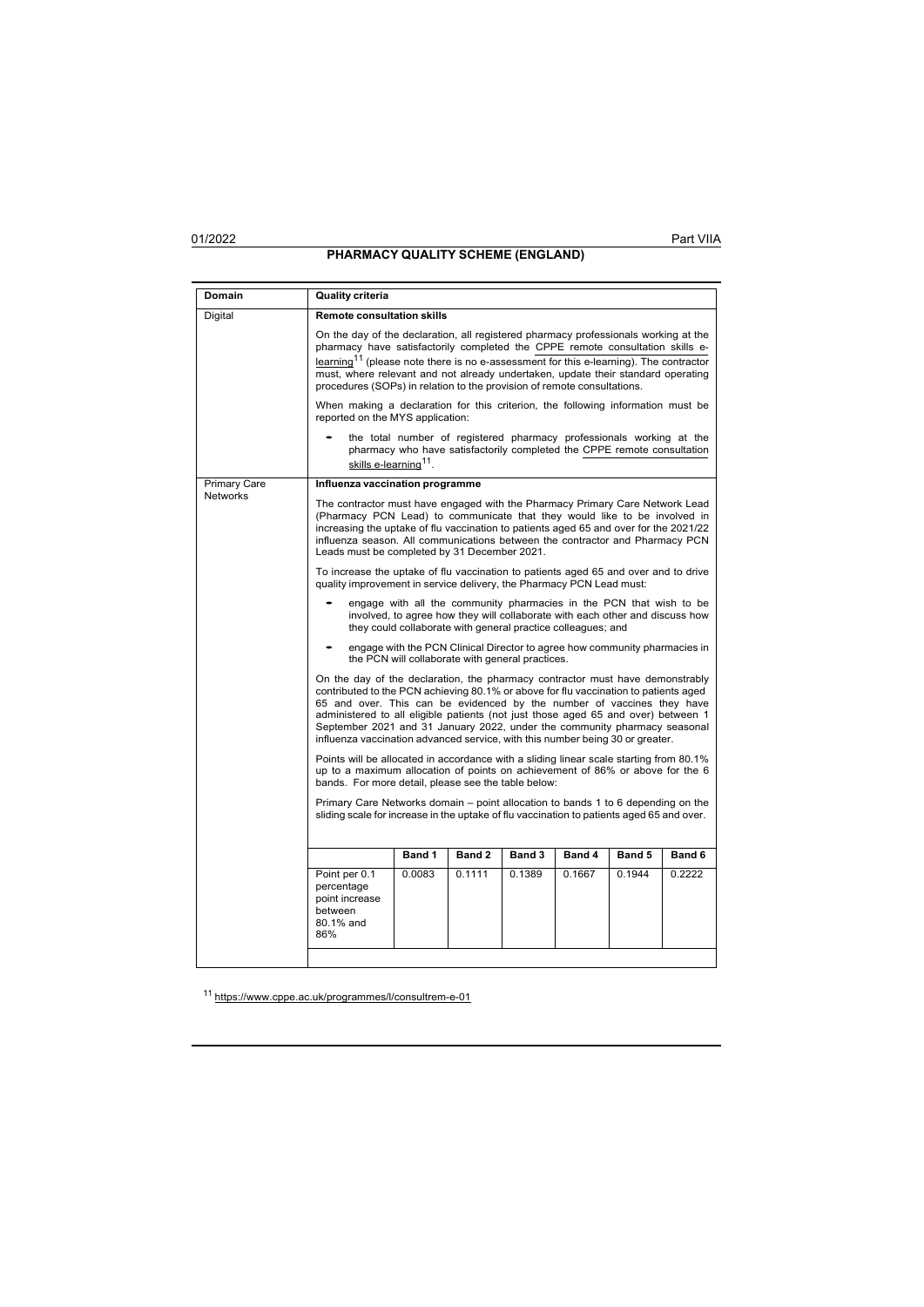## PHARMACY QUALITY SCHEME (ENGLAND)

| Domain | Quality criteria |
| --- | --- |
| Digital | **Remote consultation skills**<br><br>On the day of the declaration, all registered pharmacy professionals working at the pharmacy have satisfactorily completed the CPPE remote consultation skills e-learning[11] (please note there is no e-assessment for this e-learning). The contractor must, where relevant and not already undertaken, update their standard operating procedures (SOPs) in relation to the provision of remote consultations.<br><br>When making a declaration for this criterion, the following information must be reported on the MYS application:<br><br>- the total number of registered pharmacy professionals working at the pharmacy who have satisfactorily completed the CPPE remote consultation skills e-learning[11]. |
| Primary Care Networks | **Influenza vaccination programme**<br><br>The contractor must have engaged with the Pharmacy Primary Care Network Lead (Pharmacy PCN Lead) to communicate that they would like to be involved in increasing the uptake of flu vaccination to patients aged 65 and over for the 2021/22 influenza season. All communications between the contractor and Pharmacy PCN Leads must be completed by 31 December 2021.<br><br>To increase the uptake of flu vaccination to patients aged 65 and over and to drive quality improvement in service delivery, the Pharmacy PCN Lead must:<br><br>- engage with all the community pharmacies in the PCN that wish to be involved, to agree how they will collaborate with each other and discuss how they could collaborate with general practice colleagues; and<br>- engage with the PCN Clinical Director to agree how community pharmacies in the PCN will collaborate with general practices.<br><br>On the day of the declaration, the pharmacy contractor must have demonstrably contributed to the PCN achieving 80.1% or above for flu vaccination to patients aged 65 and over. This can be evidenced by the number of vaccines they have administered to all eligible patients (not just those aged 65 and over) between 1 September 2021 and 31 January 2022, under the community pharmacy seasonal influenza vaccination advanced service, with this number being 30 or greater.<br><br>Points will be allocated in accordance with a sliding linear scale starting from 80.1% up to a maximum allocation of points on achievement of 86% or above for the 6 bands. For more detail, please see the table below:<br><br>Primary Care Networks domain – point allocation to bands 1 to 6 depending on the sliding scale for increase in the uptake of flu vaccination to patients aged 65 and over. |

| | Band 1 | Band 2 | Band 3 | Band 4 | Band 5 | Band 6 |
| --- | --- | --- | --- | --- | --- | --- |
| Point per 0.1 percentage point increase between 80.1% and 86% | 0.0083 | 0.1111 | 0.1389 | 0.1667 | 0.1944 | 0.2222 |

[11] https://www.cppe.ac.uk/programmes/l/consultrem-e-01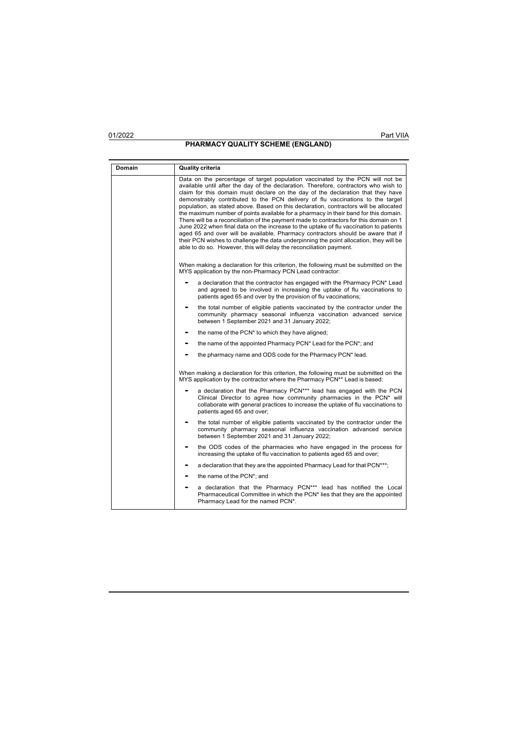| Domain | Quality criteria |
| --- | --- |
| | Data on the percentage of target population vaccinated by the PCN will not be available until after the day of the declaration. Therefore, contractors who wish to claim for this domain must declare on the day of the declaration that they have demonstrably contributed to the PCN delivery of flu vaccinations to the target population, as stated above. Based on this declaration, contractors will be allocated the maximum number of points available for a pharmacy in their band for this domain. There will be a reconciliation of the payment made to contractors for this domain on 1 June 2022 when final data on the increase to the uptake of flu vaccination to patients aged 65 and over will be available. Pharmacy contractors should be aware that if their PCN wishes to challenge the data underpinning the point allocation, they will be able to do so. However, this will delay the reconciliation payment.<br><br>When making a declaration for this criterion, the following must be submitted on the MYS application by the non-Pharmacy PCN Lead contractor:<br>- a declaration that the contractor has engaged with the Pharmacy PCN* Lead and agreed to be involved in increasing the uptake of flu vaccinations to patients aged 65 and over by the provision of flu vaccinations;<br>- the total number of eligible patients vaccinated by the contractor under the community pharmacy seasonal influenza vaccination advanced service between 1 September 2021 and 31 January 2022;<br>- the name of the PCN* to which they have aligned;<br>- the name of the appointed Pharmacy PCN* Lead for the PCN*; and<br>- the pharmacy name and ODS code for the Pharmacy PCN* lead.<br><br>When making a declaration for this criterion, the following must be submitted on the MYS application by the contractor where the Pharmacy PCN** Lead is based:<br>- a declaration that the Pharmacy PCN*** lead has engaged with the PCN Clinical Director to agree how community pharmacies in the PCN* will collaborate with general practices to increase the uptake of flu vaccinations to patients aged 65 and over;<br>- the total number of eligible patients vaccinated by the contractor under the community pharmacy seasonal influenza vaccination advanced service between 1 September 2021 and 31 January 2022;<br>- the ODS codes of the pharmacies who have engaged in the process for increasing the uptake of flu vaccination to patients aged 65 and over;<br>- a declaration that they are the appointed Pharmacy Lead for that PCN***;<br>- the name of the PCN*; and<br>- a declaration that the Pharmacy PCN*** lead has notified the Local Pharmaceutical Committee in which the PCN* lies that they are the appointed Pharmacy Lead for the named PCN*. |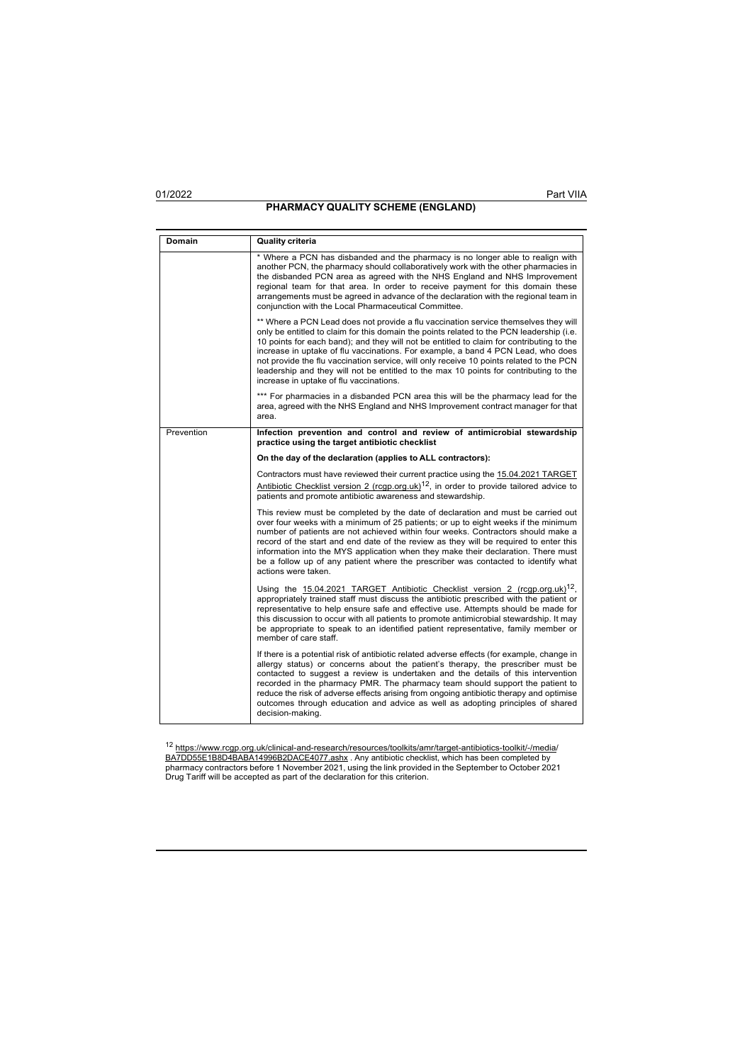| Domain | Quality criteria |
|---|---|
| | * Where a PCN has disbanded and the pharmacy is no longer able to realign with another PCN, the pharmacy should collaboratively work with the other pharmacies in the disbanded PCN area as agreed with the NHS England and NHS Improvement regional team for that area. In order to receive payment for this domain these arrangements must be agreed in advance of the declaration with the regional team in conjunction with the Local Pharmaceutical Committee.<br><br>** Where a PCN Lead does not provide a flu vaccination service themselves they will only be entitled to claim for this domain the points related to the PCN leadership (i.e. 10 points for each band); and they will not be entitled to claim for contributing to the increase in uptake of flu vaccinations. For example, a band 4 PCN Lead, who does not provide the flu vaccination service, will only receive 10 points related to the PCN leadership and they will not be entitled to the max 10 points for contributing to the increase in uptake of flu vaccinations.<br><br>*** For pharmacies in a disbanded PCN area this will be the pharmacy lead for the area, agreed with the NHS England and NHS Improvement contract manager for that area. |
| Prevention | **Infection prevention and control and review of antimicrobial stewardship practice using the target antibiotic checklist**<br><br>**On the day of the declaration (applies to ALL contractors):**<br><br>Contractors must have reviewed their current practice using the 15.04.2021 TARGET Antibiotic Checklist version 2 (rcgp.org.uk)[12], in order to provide tailored advice to patients and promote antibiotic awareness and stewardship.<br><br>This review must be completed by the date of declaration and must be carried out over four weeks with a minimum of 25 patients; or up to eight weeks if the minimum number of patients are not achieved within four weeks. Contractors should make a record of the start and end date of the review as they will be required to enter this information into the MYS application when they make their declaration. There must be a follow up of any patient where the prescriber was contacted to identify what actions were taken.<br><br>Using the 15.04.2021 TARGET Antibiotic Checklist version 2 (rcgp.org.uk)[12], appropriately trained staff must discuss the antibiotic prescribed with the patient or representative to help ensure safe and effective use. Attempts should be made for this discussion to occur with all patients to promote antimicrobial stewardship. It may be appropriate to speak to an identified patient representative, family member or member of care staff.<br><br>If there is a potential risk of antibiotic related adverse effects (for example, change in allergy status) or concerns about the patient's therapy, the prescriber must be contacted to suggest a review is undertaken and the details of this intervention recorded in the pharmacy PMR. The pharmacy team should support the patient to reduce the risk of adverse effects arising from ongoing antibiotic therapy and optimise outcomes through education and advice as well as adopting principles of shared decision-making. |

[12] https://www.rcgp.org.uk/clinical-and-research/resources/toolkits/amr/target-antibiotics-toolkit/-/media/BA7DD55E1B8D4BABA14996B2DACE4077.ashx . Any antibiotic checklist, which has been completed by pharmacy contractors before 1 November 2021, using the link provided in the September to October 2021 Drug Tariff will be accepted as part of the declaration for this criterion.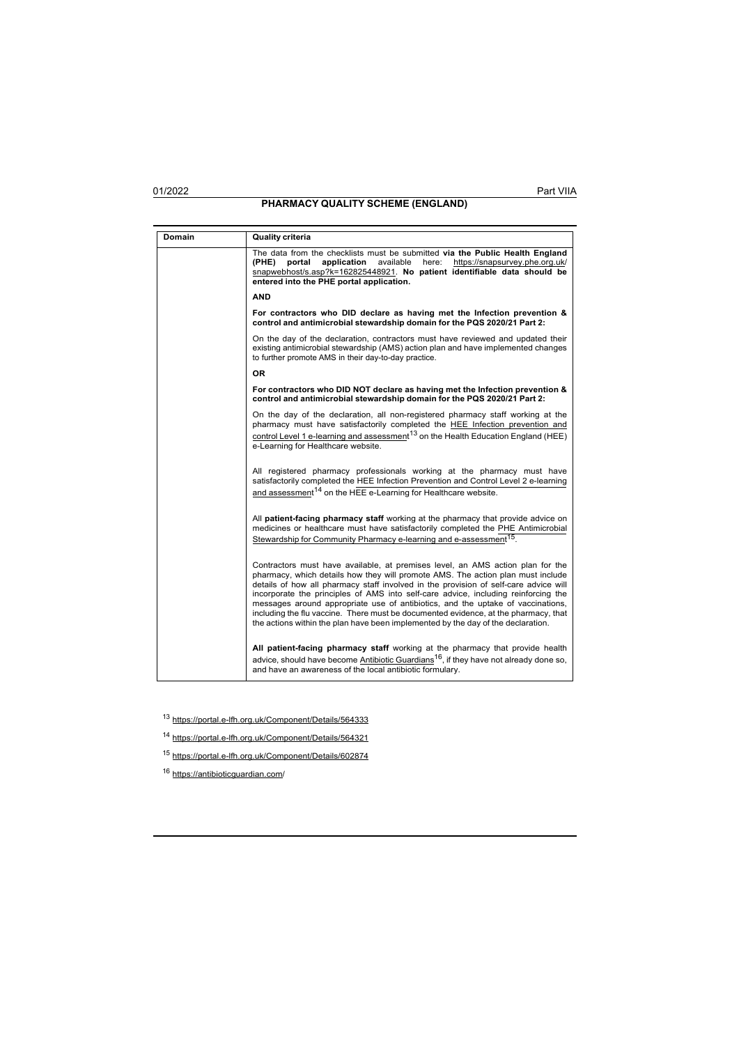| Domain | Quality criteria |
|---|---|
| | The data from the checklists must be submitted **via the Public Health England (PHE) portal application** available here: https://snapsurvey.phe.org.uk/snapwebhost/s.asp?k=162825448921. **No patient identifiable data should be entered into the PHE portal application.**<br><br>**AND**<br><br>**For contractors who DID declare as having met the Infection prevention & control and antimicrobial stewardship domain for the PQS 2020/21 Part 2:**<br><br>On the day of the declaration, contractors must have reviewed and updated their existing antimicrobial stewardship (AMS) action plan and have implemented changes to further promote AMS in their day-to-day practice.<br><br>**OR**<br><br>**For contractors who DID NOT declare as having met the Infection prevention & control and antimicrobial stewardship domain for the PQS 2020/21 Part 2:**<br><br>On the day of the declaration, all non-registered pharmacy staff working at the pharmacy must have satisfactorily completed the HEE Infection prevention and control Level 1 e-learning and assessment[13] on the Health Education England (HEE) e-Learning for Healthcare website.<br><br>All registered pharmacy professionals working at the pharmacy must have satisfactorily completed the HEE Infection Prevention and Control Level 2 e-learning and assessment[14] on the HEE e-Learning for Healthcare website.<br><br>All **patient-facing pharmacy staff** working at the pharmacy that provide advice on medicines or healthcare must have satisfactorily completed the PHE Antimicrobial Stewardship for Community Pharmacy e-learning and e-assessment[15].<br><br>Contractors must have available, at premises level, an AMS action plan for the pharmacy, which details how they will promote AMS. The action plan must include details of how all pharmacy staff involved in the provision of self-care advice will incorporate the principles of AMS into self-care advice, including reinforcing the messages around appropriate use of antibiotics, and the uptake of vaccinations, including the flu vaccine. There must be documented evidence, at the pharmacy, that the actions within the plan have been implemented by the day of the declaration.<br><br>**All patient-facing pharmacy staff** working at the pharmacy that provide health advice, should have become Antibiotic Guardians[16], if they have not already done so, and have an awareness of the local antibiotic formulary. |

[13] https://portal.e-lfh.org.uk/Component/Details/564333

[14] https://portal.e-lfh.org.uk/Component/Details/564321

[15] https://portal.e-lfh.org.uk/Component/Details/602874

[16] https://antibioticguardian.com/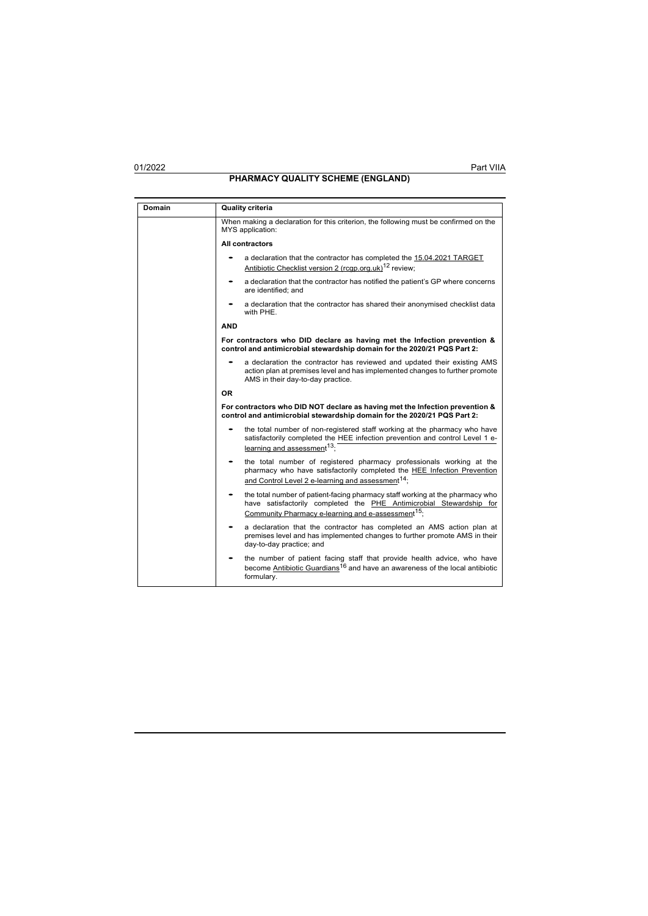| Domain | Quality criteria |
| --- | --- |
| | When making a declaration for this criterion, the following must be confirmed on the MYS application:<br><br>**All contractors**<br><br>- a declaration that the contractor has completed the 15.04.2021 TARGET Antibiotic Checklist version 2 (rcgp.org.uk)[12] review;<br>- a declaration that the contractor has notified the patient's GP where concerns are identified; and<br>- a declaration that the contractor has shared their anonymised checklist data with PHE.<br><br>**AND**<br><br>**For contractors who DID declare as having met the Infection prevention & control and antimicrobial stewardship domain for the 2020/21 PQS Part 2:**<br><br>- a declaration the contractor has reviewed and updated their existing AMS action plan at premises level and has implemented changes to further promote AMS in their day-to-day practice.<br><br>**OR**<br><br>**For contractors who DID NOT declare as having met the Infection prevention & control and antimicrobial stewardship domain for the 2020/21 PQS Part 2:**<br><br>- the total number of non-registered staff working at the pharmacy who have satisfactorily completed the HEE infection prevention and control Level 1 e-learning and assessment[13];<br>- the total number of registered pharmacy professionals working at the pharmacy who have satisfactorily completed the HEE Infection Prevention and Control Level 2 e-learning and assessment[14];<br>- the total number of patient-facing pharmacy staff working at the pharmacy who have satisfactorily completed the PHE Antimicrobial Stewardship for Community Pharmacy e-learning and e-assessment[15];<br>- a declaration that the contractor has completed an AMS action plan at premises level and has implemented changes to further promote AMS in their day-to-day practice; and<br>- the number of patient facing staff that provide health advice, who have become Antibiotic Guardians[16] and have an awareness of the local antibiotic formulary. |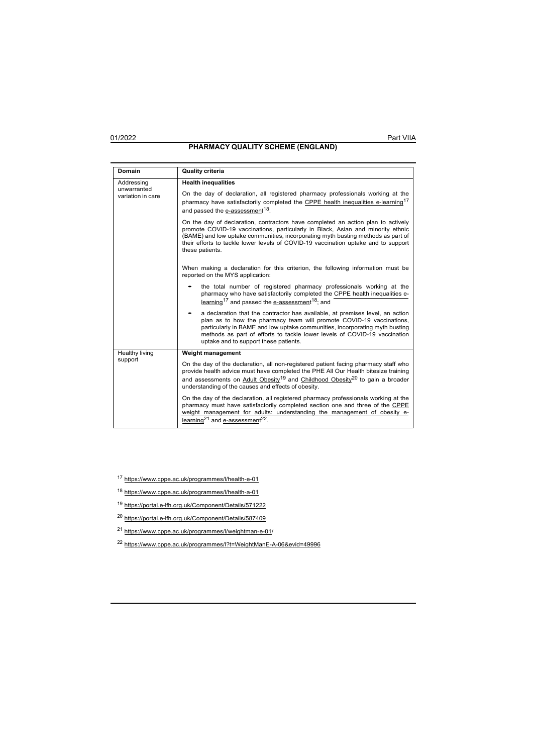## PHARMACY QUALITY SCHEME (ENGLAND)

| Domain | Quality criteria |
|---|---|
| Addressing unwarranted variation in care | **Health inequalities**<br><br>On the day of declaration, all registered pharmacy professionals working at the pharmacy have satisfactorily completed the CPPE health inequalities e-learning[17] and passed the e-assessment[18].<br><br>On the day of declaration, contractors have completed an action plan to actively promote COVID-19 vaccinations, particularly in Black, Asian and minority ethnic (BAME) and low uptake communities, incorporating myth busting methods as part of their efforts to tackle lower levels of COVID-19 vaccination uptake and to support these patients.<br><br>When making a declaration for this criterion, the following information must be reported on the MYS application:<br><br>• the total number of registered pharmacy professionals working at the pharmacy who have satisfactorily completed the CPPE health inequalities e-learning[17] and passed the e-assessment[18]; and<br><br>• a declaration that the contractor has available, at premises level, an action plan as to how the pharmacy team will promote COVID-19 vaccinations, particularly in BAME and low uptake communities, incorporating myth busting methods as part of efforts to tackle lower levels of COVID-19 vaccination uptake and to support these patients. |
| Healthy living support | **Weight management**<br><br>On the day of the declaration, all non-registered patient facing pharmacy staff who provide health advice must have completed the PHE All Our Health bitesize training and assessments on Adult Obesity[19] and Childhood Obesity[20] to gain a broader understanding of the causes and effects of obesity.<br><br>On the day of the declaration, all registered pharmacy professionals working at the pharmacy must have satisfactorily completed section one and three of the CPPE weight management for adults: understanding the management of obesity e-learning[21] and e-assessment[22]. |

[17] https://www.cppe.ac.uk/programmes/l/health-e-01

[18] https://www.cppe.ac.uk/programmes/l/health-a-01

[19] https://portal.e-lfh.org.uk/Component/Details/571222

[20] https://portal.e-lfh.org.uk/Component/Details/587409

[21] https://www.cppe.ac.uk/programmes/l/weightman-e-01/

[22] https://www.cppe.ac.uk/programmes/l?t=WeightManE-A-06&evid=49996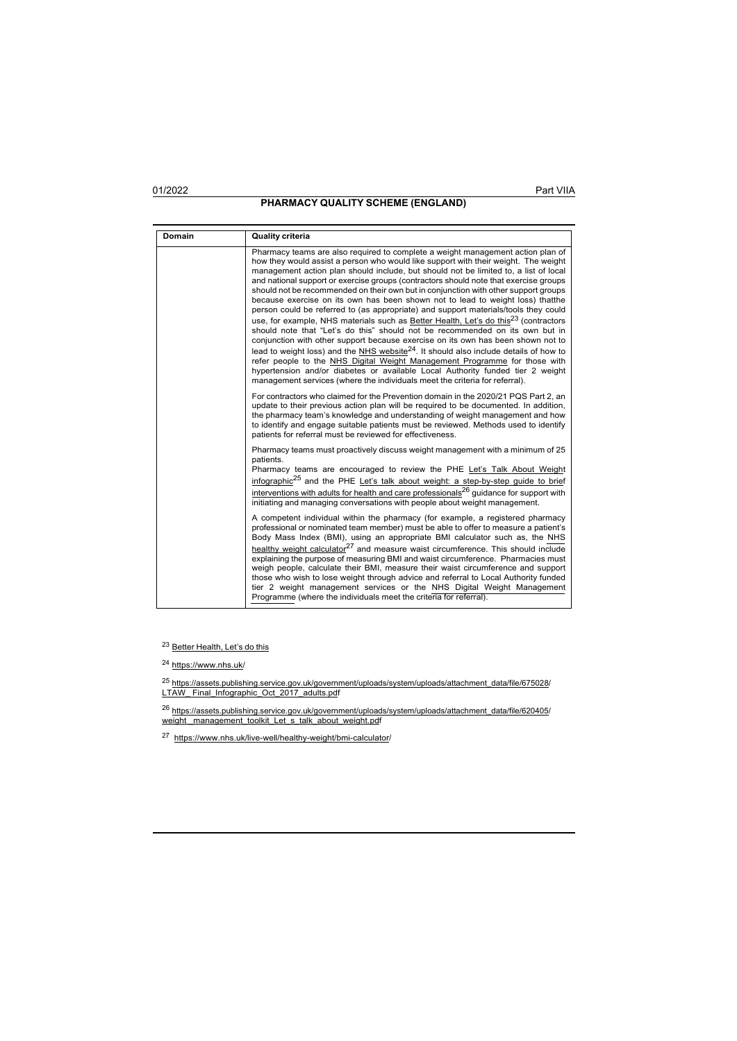| Domain | Quality criteria |
| --- | --- |
| | Pharmacy teams are also required to complete a weight management action plan of how they would assist a person who would like support with their weight. The weight management action plan should include, but should not be limited to, a list of local and national support or exercise groups (contractors should note that exercise groups should not be recommended on their own but in conjunction with other support groups because exercise on its own has been shown not to lead to weight loss) thatthe person could be referred to (as appropriate) and support materials/tools they could use, for example, NHS materials such as Better Health, Let's do this[23] (contractors should note that "Let's do this" should not be recommended on its own but in conjunction with other support because exercise on its own has been shown not to lead to weight loss) and the NHS website[24]. It should also include details of how to refer people to the NHS Digital Weight Management Programme for those with hypertension and/or diabetes or available Local Authority funded tier 2 weight management services (where the individuals meet the criteria for referral).<br><br>For contractors who claimed for the Prevention domain in the 2020/21 PQS Part 2, an update to their previous action plan will be required to be documented. In addition, the pharmacy team's knowledge and understanding of weight management and how to identify and engage suitable patients must be reviewed. Methods used to identify patients for referral must be reviewed for effectiveness.<br><br>Pharmacy teams must proactively discuss weight management with a minimum of 25 patients.<br>Pharmacy teams are encouraged to review the PHE Let's Talk About Weight infographic[25] and the PHE Let's talk about weight: a step-by-step guide to brief interventions with adults for health and care professionals[26] guidance for support with initiating and managing conversations with people about weight management.<br><br>A competent individual within the pharmacy (for example, a registered pharmacy professional or nominated team member) must be able to offer to measure a patient's Body Mass Index (BMI), using an appropriate BMI calculator such as, the NHS healthy weight calculator[27] and measure waist circumference. This should include explaining the purpose of measuring BMI and waist circumference. Pharmacies must weigh people, calculate their BMI, measure their waist circumference and support those who wish to lose weight through advice and referral to Local Authority funded tier 2 weight management services or the NHS Digital Weight Management Programme (where the individuals meet the criteria for referral). |

[23] Better Health, Let's do this

[24] https://www.nhs.uk/

[25] https://assets.publishing.service.gov.uk/government/uploads/system/uploads/attachment_data/file/675028/LTAW_Final_Infographic_Oct_2017_adults.pdf

[26] https://assets.publishing.service.gov.uk/government/uploads/system/uploads/attachment_data/file/620405/weight_management_toolkit_Let_s_talk_about_weight.pdf

[27] https://www.nhs.uk/live-well/healthy-weight/bmi-calculator/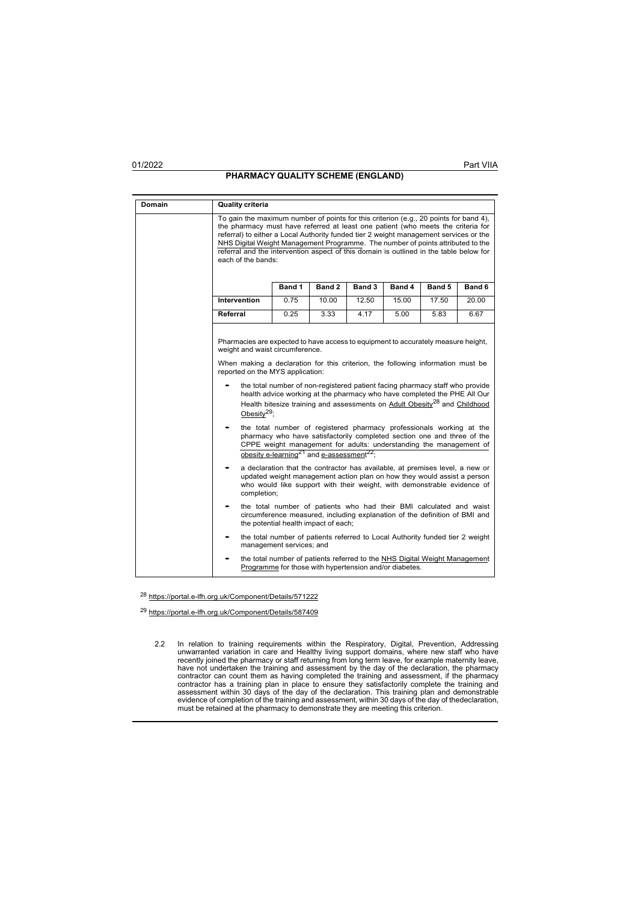| Domain | Quality criteria |
|---|---|
| | To gain the maximum number of points for this criterion (e.g., 20 points for band 4), the pharmacy must have referred at least one patient (who meets the criteria for referral) to either a Local Authority funded tier 2 weight management services or the NHS Digital Weight Management Programme. The number of points attributed to the referral and the intervention aspect of this domain is outlined in the table below for each of the bands: |

| | Band 1 | Band 2 | Band 3 | Band 4 | Band 5 | Band 6 |
|---|---|---|---|---|---|---|
| **Intervention** | 0.75 | 10.00 | 12.50 | 15.00 | 17.50 | 20.00 |
| **Referral** | 0.25 | 3.33 | 4.17 | 5.00 | 5.83 | 6.67 |

Pharmacies are expected to have access to equipment to accurately measure height, weight and waist circumference.

When making a declaration for this criterion, the following information must be reported on the MYS application:

- the total number of non-registered patient facing pharmacy staff who provide health advice working at the pharmacy who have completed the PHE All Our Health bitesize training and assessments on Adult Obesity[28] and Childhood Obesity[29];
- the total number of registered pharmacy professionals working at the pharmacy who have satisfactorily completed section one and three of the CPPE weight management for adults: understanding the management of obesity e-learning[21] and e-assessment[22];
- a declaration that the contractor has available, at premises level, a new or updated weight management action plan on how they would assist a person who would like support with their weight, with demonstrable evidence of completion;
- the total number of patients who had their BMI calculated and waist circumference measured, including explanation of the definition of BMI and the potential health impact of each;
- the total number of patients referred to Local Authority funded tier 2 weight management services; and
- the total number of patients referred to the NHS Digital Weight Management Programme for those with hypertension and/or diabetes.

[28] https://portal.e-lfh.org.uk/Component/Details/571222

[29] https://portal.e-lfh.org.uk/Component/Details/587409

2.2 In relation to training requirements within the Respiratory, Digital, Prevention, Addressing unwarranted variation in care and Healthy living support domains, where new staff who have recently joined the pharmacy or staff returning from long term leave, for example maternity leave, have not undertaken the training and assessment by the day of the declaration, the pharmacy contractor can count them as having completed the training and assessment, if the pharmacy contractor has a training plan in place to ensure they satisfactorily complete the training and assessment within 30 days of the day of the declaration. This training plan and demonstrable evidence of completion of the training and assessment, within 30 days of the day of thedeclaration, must be retained at the pharmacy to demonstrate they are meeting this criterion.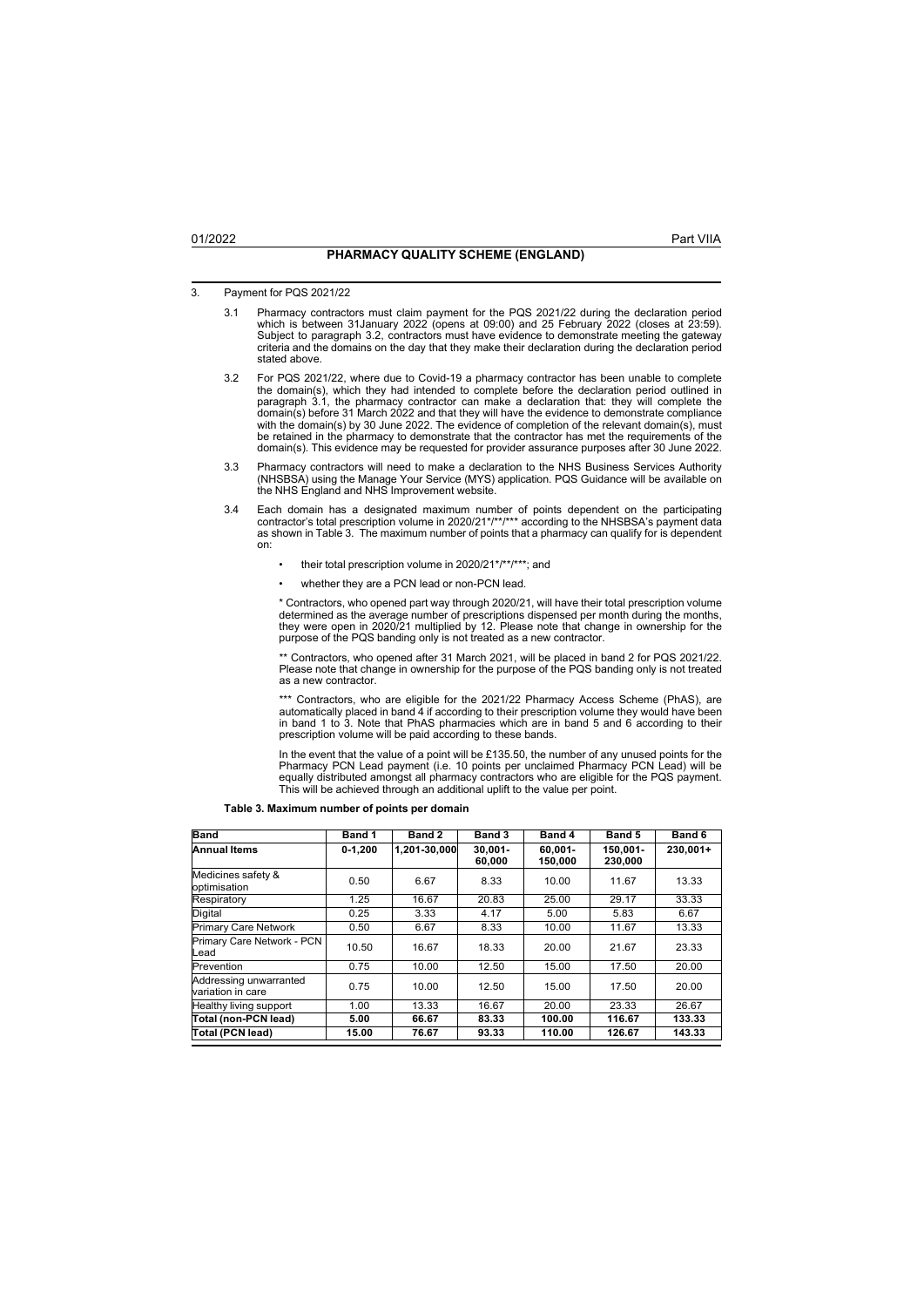## 3. Payment for PQS 2021/22

3.1 Pharmacy contractors must claim payment for the PQS 2021/22 during the declaration period which is between 31January 2022 (opens at 09:00) and 25 February 2022 (closes at 23:59). Subject to paragraph 3.2, contractors must have evidence to demonstrate meeting the gateway criteria and the domains on the day that they make their declaration during the declaration period stated above.

3.2 For PQS 2021/22, where due to Covid-19 a pharmacy contractor has been unable to complete the domain(s), which they had intended to complete before the declaration period outlined in paragraph 3.1, the pharmacy contractor can make a declaration that: they will complete the domain(s) before 31 March 2022 and that they will have the evidence to demonstrate compliance with the domain(s) by 30 June 2022. The evidence of completion of the relevant domain(s), must be retained in the pharmacy to demonstrate that the contractor has met the requirements of the domain(s). This evidence may be requested for provider assurance purposes after 30 June 2022.

3.3 Pharmacy contractors will need to make a declaration to the NHS Business Services Authority (NHSBSA) using the Manage Your Service (MYS) application. PQS Guidance will be available on the NHS England and NHS Improvement website.

3.4 Each domain has a designated maximum number of points dependent on the participating contractor's total prescription volume in 2020/21*/**/*** according to the NHSBSA's payment data as shown in Table 3. The maximum number of points that a pharmacy can qualify for is dependent on:

- their total prescription volume in 2020/21*/**/***; and
- whether they are a PCN lead or non-PCN lead.

\* Contractors, who opened part way through 2020/21, will have their total prescription volume determined as the average number of prescriptions dispensed per month during the months, they were open in 2020/21 multiplied by 12. Please note that change in ownership for the purpose of the PQS banding only is not treated as a new contractor.

** Contractors, who opened after 31 March 2021, will be placed in band 2 for PQS 2021/22. Please note that change in ownership for the purpose of the PQS banding only is not treated as a new contractor.

*** Contractors, who are eligible for the 2021/22 Pharmacy Access Scheme (PhAS), are automatically placed in band 4 if according to their prescription volume they would have been in band 1 to 3. Note that PhAS pharmacies which are in band 5 and 6 according to their prescription volume will be paid according to these bands.

In the event that the value of a point will be £135.50, the number of any unused points for the Pharmacy PCN Lead payment (i.e. 10 points per unclaimed Pharmacy PCN Lead) will be equally distributed amongst all pharmacy contractors who are eligible for the PQS payment. This will be achieved through an additional uplift to the value per point.

**Table 3. Maximum number of points per domain**

| Band | Band 1 | Band 2 | Band 3 | Band 4 | Band 5 | Band 6 |
|---|---|---|---|---|---|---|
| **Annual Items** | **0-1,200** | **1,201-30,000** | **30,001-60,000** | **60,001-150,000** | **150,001-230,000** | **230,001+** |
| Medicines safety & optimisation | 0.50 | 6.67 | 8.33 | 10.00 | 11.67 | 13.33 |
| Respiratory | 1.25 | 16.67 | 20.83 | 25.00 | 29.17 | 33.33 |
| Digital | 0.25 | 3.33 | 4.17 | 5.00 | 5.83 | 6.67 |
| Primary Care Network | 0.50 | 6.67 | 8.33 | 10.00 | 11.67 | 13.33 |
| Primary Care Network - PCN Lead | 10.50 | 16.67 | 18.33 | 20.00 | 21.67 | 23.33 |
| Prevention | 0.75 | 10.00 | 12.50 | 15.00 | 17.50 | 20.00 |
| Addressing unwarranted variation in care | 0.75 | 10.00 | 12.50 | 15.00 | 17.50 | 20.00 |
| Healthy living support | 1.00 | 13.33 | 16.67 | 20.00 | 23.33 | 26.67 |
| **Total (non-PCN lead)** | **5.00** | **66.67** | **83.33** | **100.00** | **116.67** | **133.33** |
| **Total (PCN lead)** | **15.00** | **76.67** | **93.33** | **110.00** | **126.67** | **143.33** |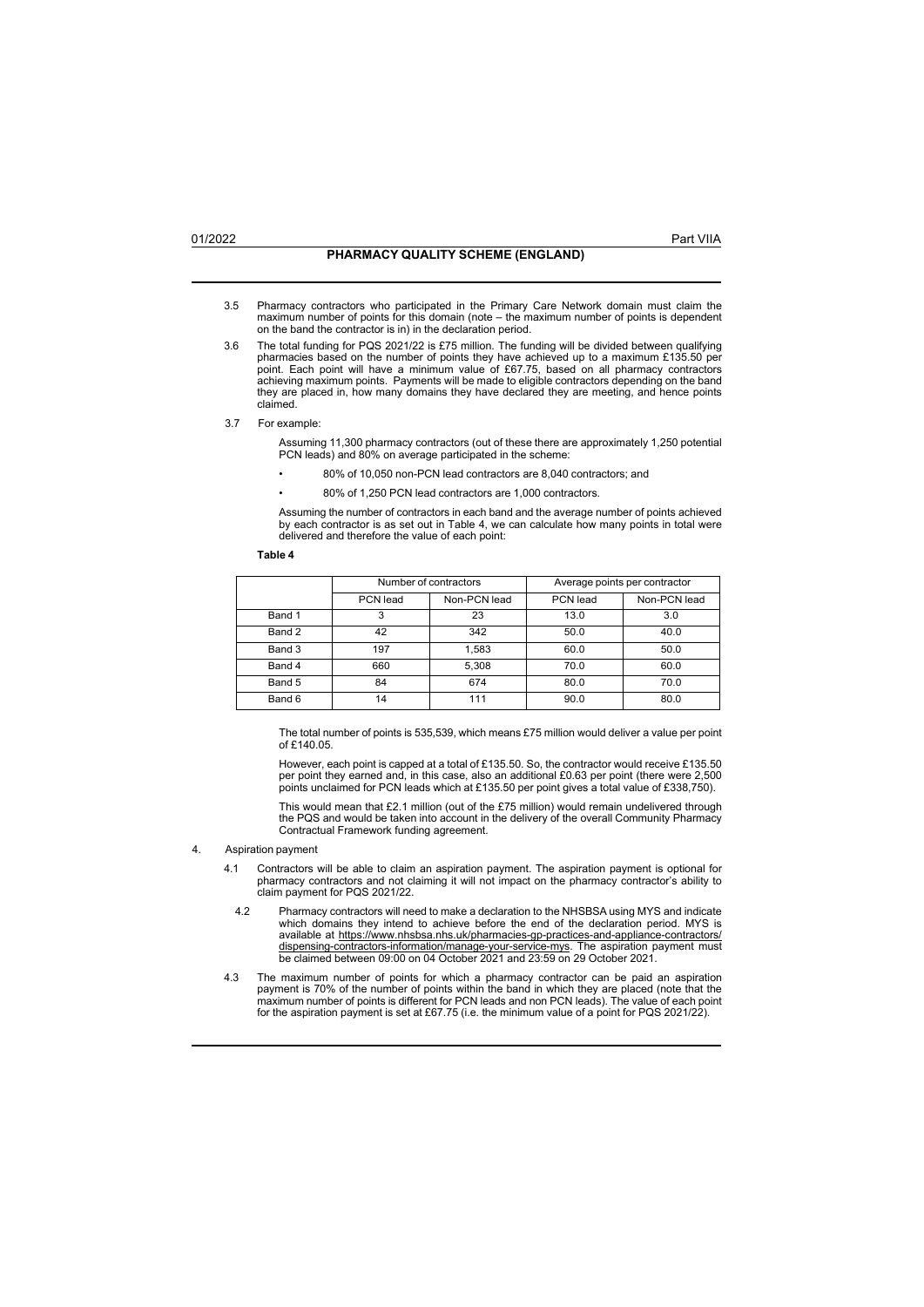3.5 Pharmacy contractors who participated in the Primary Care Network domain must claim the maximum number of points for this domain (note – the maximum number of points is dependent on the band the contractor is in) in the declaration period.

3.6 The total funding for PQS 2021/22 is £75 million. The funding will be divided between qualifying pharmacies based on the number of points they have achieved up to a maximum £135.50 per point. Each point will have a minimum value of £67.75, based on all pharmacy contractors achieving maximum points. Payments will be made to eligible contractors depending on the band they are placed in, how many domains they have declared they are meeting, and hence points claimed.

3.7 For example:

Assuming 11,300 pharmacy contractors (out of these there are approximately 1,250 potential PCN leads) and 80% on average participated in the scheme:

- 80% of 10,050 non-PCN lead contractors are 8,040 contractors; and
- 80% of 1,250 PCN lead contractors are 1,000 contractors.

Assuming the number of contractors in each band and the average number of points achieved by each contractor is as set out in Table 4, we can calculate how many points in total were delivered and therefore the value of each point:

**Table 4**

| | Number of contractors | | Average points per contractor | |
|---|---|---|---|---|
| | PCN lead | Non-PCN lead | PCN lead | Non-PCN lead |
| Band 1 | 3 | 23 | 13.0 | 3.0 |
| Band 2 | 42 | 342 | 50.0 | 40.0 |
| Band 3 | 197 | 1,583 | 60.0 | 50.0 |
| Band 4 | 660 | 5,308 | 70.0 | 60.0 |
| Band 5 | 84 | 674 | 80.0 | 70.0 |
| Band 6 | 14 | 111 | 90.0 | 80.0 |

The total number of points is 535,539, which means £75 million would deliver a value per point of £140.05.

However, each point is capped at a total of £135.50. So, the contractor would receive £135.50 per point they earned and, in this case, also an additional £0.63 per point (there were 2,500 points unclaimed for PCN leads which at £135.50 per point gives a total value of £338,750).

This would mean that £2.1 million (out of the £75 million) would remain undelivered through the PQS and would be taken into account in the delivery of the overall Community Pharmacy Contractual Framework funding agreement.

4. Aspiration payment

4.1 Contractors will be able to claim an aspiration payment. The aspiration payment is optional for pharmacy contractors and not claiming it will not impact on the pharmacy contractor's ability to claim payment for PQS 2021/22.

4.2 Pharmacy contractors will need to make a declaration to the NHSBSA using MYS and indicate which domains they intend to achieve before the end of the declaration period. MYS is available at https://www.nhsbsa.nhs.uk/pharmacies-gp-practices-and-appliance-contractors/dispensing-contractors-information/manage-your-service-mys. The aspiration payment must be claimed between 09:00 on 04 October 2021 and 23:59 on 29 October 2021.

4.3 The maximum number of points for which a pharmacy contractor can be paid an aspiration payment is 70% of the number of points within the band in which they are placed (note that the maximum number of points is different for PCN leads and non PCN leads). The value of each point for the aspiration payment is set at £67.75 (i.e. the minimum value of a point for PQS 2021/22).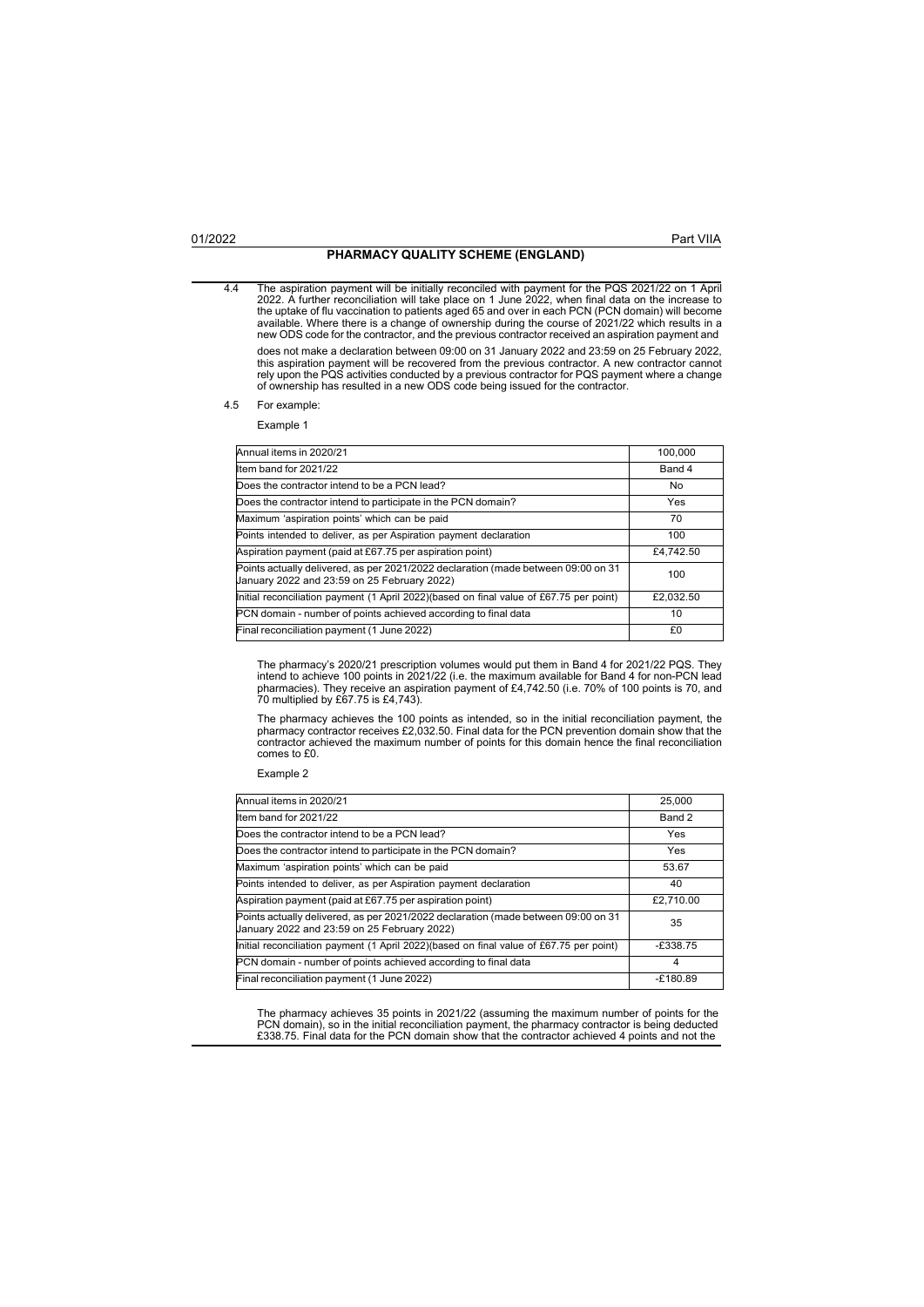**PHARMACY QUALITY SCHEME (ENGLAND)**

4.4 The aspiration payment will be initially reconciled with payment for the PQS 2021/22 on 1 April 2022. A further reconciliation will take place on 1 June 2022, when final data on the increase to the uptake of flu vaccination to patients aged 65 and over in each PCN (PCN domain) will become available. Where there is a change of ownership during the course of 2021/22 which results in a new ODS code for the contractor, and the previous contractor received an aspiration payment and does not make a declaration between 09:00 on 31 January 2022 and 23:59 on 25 February 2022, this aspiration payment will be recovered from the previous contractor. A new contractor cannot rely upon the PQS activities conducted by a previous contractor for PQS payment where a change of ownership has resulted in a new ODS code being issued for the contractor.

4.5 For example:

Example 1

| | |
|---|---|
| Annual items in 2020/21 | 100,000 |
| Item band for 2021/22 | Band 4 |
| Does the contractor intend to be a PCN lead? | No |
| Does the contractor intend to participate in the PCN domain? | Yes |
| Maximum 'aspiration points' which can be paid | 70 |
| Points intended to deliver, as per Aspiration payment declaration | 100 |
| Aspiration payment (paid at £67.75 per aspiration point) | £4,742.50 |
| Points actually delivered, as per 2021/2022 declaration (made between 09:00 on 31 January 2022 and 23:59 on 25 February 2022) | 100 |
| Initial reconciliation payment (1 April 2022)(based on final value of £67.75 per point) | £2,032.50 |
| PCN domain - number of points achieved according to final data | 10 |
| Final reconciliation payment (1 June 2022) | £0 |

The pharmacy's 2020/21 prescription volumes would put them in Band 4 for 2021/22 PQS. They intend to achieve 100 points in 2021/22 (i.e. the maximum available for Band 4 for non-PCN lead pharmacies). They receive an aspiration payment of £4,742.50 (i.e. 70% of 100 points is 70, and 70 multiplied by £67.75 is £4,743).

The pharmacy achieves the 100 points as intended, so in the initial reconciliation payment, the pharmacy contractor receives £2,032.50. Final data for the PCN prevention domain show that the contractor achieved the maximum number of points for this domain hence the final reconciliation comes to £0.

Example 2

| | |
|---|---|
| Annual items in 2020/21 | 25,000 |
| Item band for 2021/22 | Band 2 |
| Does the contractor intend to be a PCN lead? | Yes |
| Does the contractor intend to participate in the PCN domain? | Yes |
| Maximum 'aspiration points' which can be paid | 53.67 |
| Points intended to deliver, as per Aspiration payment declaration | 40 |
| Aspiration payment (paid at £67.75 per aspiration point) | £2,710.00 |
| Points actually delivered, as per 2021/2022 declaration (made between 09:00 on 31 January 2022 and 23:59 on 25 February 2022) | 35 |
| Initial reconciliation payment (1 April 2022)(based on final value of £67.75 per point) | -£338.75 |
| PCN domain - number of points achieved according to final data | 4 |
| Final reconciliation payment (1 June 2022) | -£180.89 |

The pharmacy achieves 35 points in 2021/22 (assuming the maximum number of points for the PCN domain), so in the initial reconciliation payment, the pharmacy contractor is being deducted £338.75. Final data for the PCN domain show that the contractor achieved 4 points and not the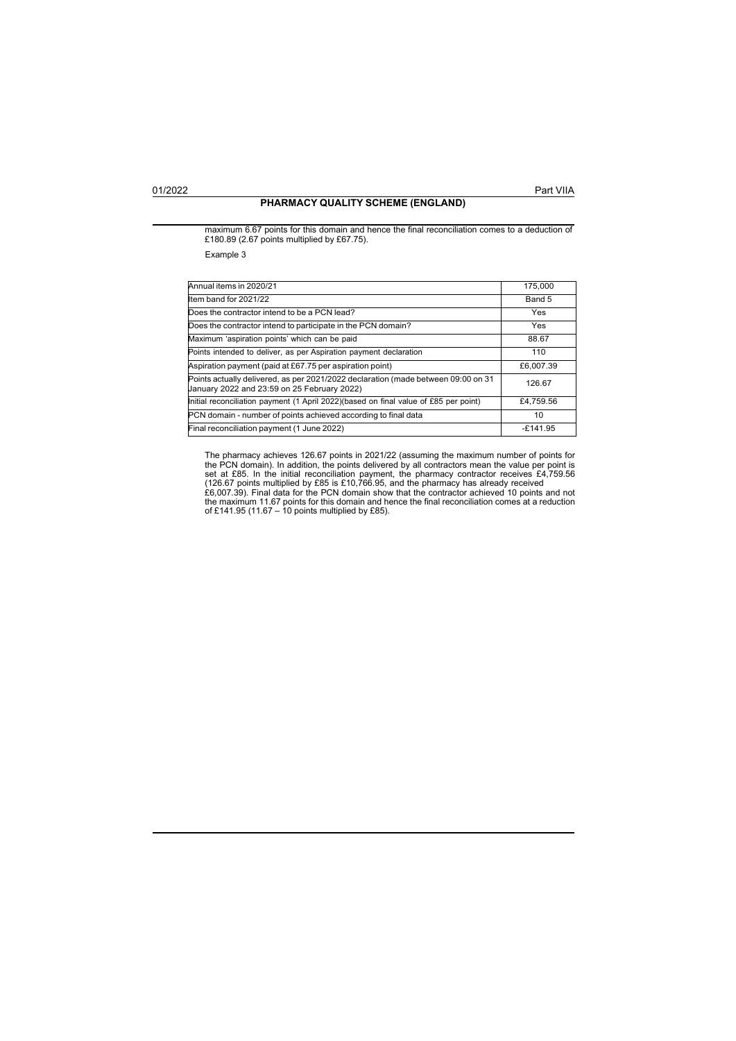maximum 6.67 points for this domain and hence the final reconciliation comes to a deduction of £180.89 (2.67 points multiplied by £67.75).

Example 3

| | |
|---|---|
| Annual items in 2020/21 | 175,000 |
| Item band for 2021/22 | Band 5 |
| Does the contractor intend to be a PCN lead? | Yes |
| Does the contractor intend to participate in the PCN domain? | Yes |
| Maximum 'aspiration points' which can be paid | 88.67 |
| Points intended to deliver, as per Aspiration payment declaration | 110 |
| Aspiration payment (paid at £67.75 per aspiration point) | £6,007.39 |
| Points actually delivered, as per 2021/2022 declaration (made between 09:00 on 31 January 2022 and 23:59 on 25 February 2022) | 126.67 |
| Initial reconciliation payment (1 April 2022)(based on final value of £85 per point) | £4,759.56 |
| PCN domain - number of points achieved according to final data | 10 |
| Final reconciliation payment (1 June 2022) | -£141.95 |

The pharmacy achieves 126.67 points in 2021/22 (assuming the maximum number of points for the PCN domain). In addition, the points delivered by all contractors mean the value per point is set at £85. In the initial reconciliation payment, the pharmacy contractor receives £4,759.56 (126.67 points multiplied by £85 is £10,766.95, and the pharmacy has already received £6,007.39). Final data for the PCN domain show that the contractor achieved 10 points and not the maximum 11.67 points for this domain and hence the final reconciliation comes at a reduction of £141.95 (11.67 – 10 points multiplied by £85).